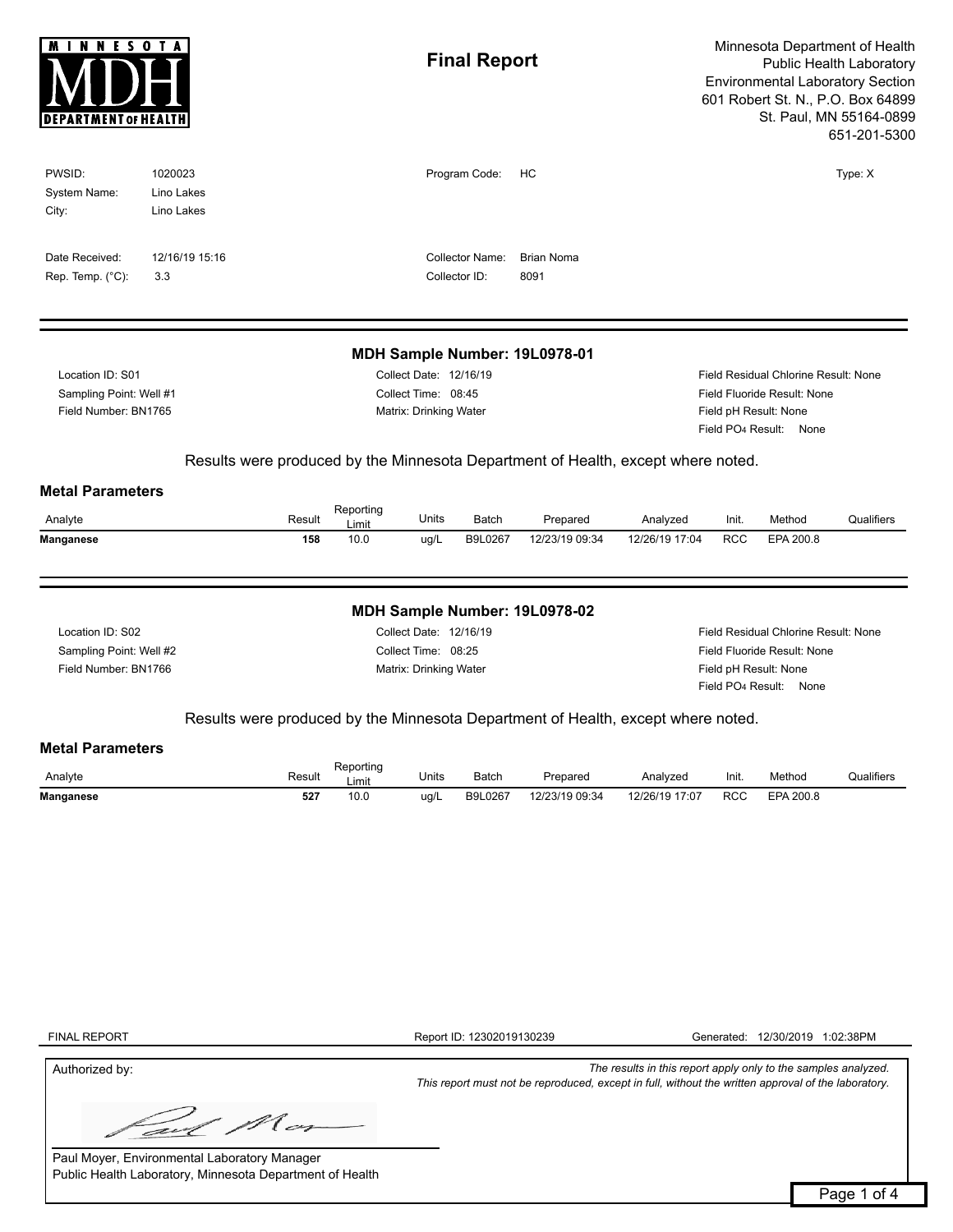# Final Report

Minnesota Department of Health
Public Health Laboratory
Environmental Laboratory Section
601 Robert St. N., P.O. Box 64899
St. Paul, MN 55164-0899
651-201-5300

| | | | | |
|---|---|---|---|---|
| PWSID: | 1020023 | Program Code: | HC | Type: X |
| System Name: | Lino Lakes | | | |
| City: | Lino Lakes | | | |
| Date Received: | 12/16/19 15:16 | Collector Name: | Brian Noma | |
| Rep. Temp. (°C): | 3.3 | Collector ID: | 8091 | |

## MDH Sample Number: 19L0978-01

Location ID: S01
Sampling Point: Well #1
Field Number: BN1765

Collect Date: 12/16/19
Collect Time: 08:45
Matrix: Drinking Water

Field Residual Chlorine Result: None
Field Fluoride Result: None
Field pH Result: None
Field $PO_4$ Result: None

Results were produced by the Minnesota Department of Health, except where noted.

### Metal Parameters

| Analyte | Result | Reporting Limit | Units | Batch | Prepared | Analyzed | Init. | Method | Qualifiers |
|---|---|---|---|---|---|---|---|---|---|
| **Manganese** | **158** | 10.0 | ug/L | B9L0267 | 12/23/19 09:34 | 12/26/19 17:04 | RCC | EPA 200.8 | |

## MDH Sample Number: 19L0978-02

Location ID: S02
Sampling Point: Well #2
Field Number: BN1766

Collect Date: 12/16/19
Collect Time: 08:25
Matrix: Drinking Water

Field Residual Chlorine Result: None
Field Fluoride Result: None
Field pH Result: None
Field $PO_4$ Result: None

Results were produced by the Minnesota Department of Health, except where noted.

### Metal Parameters

| Analyte | Result | Reporting Limit | Units | Batch | Prepared | Analyzed | Init. | Method | Qualifiers |
|---|---|---|---|---|---|---|---|---|---|
| **Manganese** | **527** | 10.0 | ug/L | B9L0267 | 12/23/19 09:34 | 12/26/19 17:07 | RCC | EPA 200.8 | |

FINAL REPORT | Report ID: 12302019130239 | Generated: 12/30/2019 1:02:38PM

Authorized by:

*The results in this report apply only to the samples analyzed.*
*This report must not be reproduced, except in full, without the written approval of the laboratory.*

Paul Moyer, Environmental Laboratory Manager
Public Health Laboratory, Minnesota Department of Health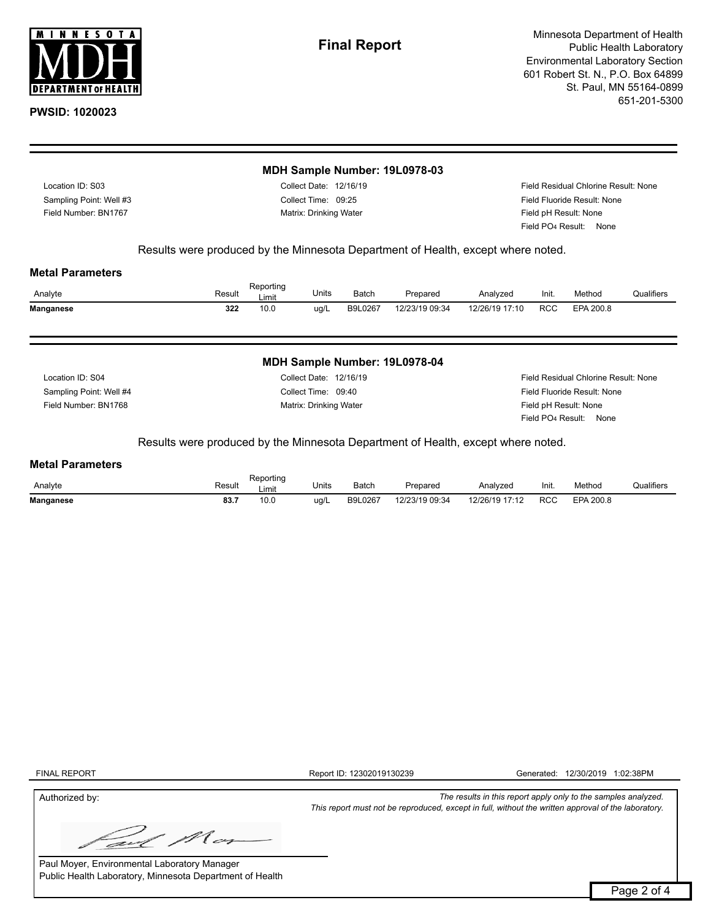PWSID: 1020023

**Final Report**

Minnesota Department of Health
Public Health Laboratory
Environmental Laboratory Section
601 Robert St. N., P.O. Box 64899
St. Paul, MN 55164-0899
651-201-5300

## MDH Sample Number: 19L0978-03

Location ID: S03
Sampling Point: Well #3
Field Number: BN1767

Collect Date: 12/16/19
Collect Time: 09:25
Matrix: Drinking Water

Field Residual Chlorine Result: None
Field Fluoride Result: None
Field pH Result: None
Field $PO_4$ Result: None

Results were produced by the Minnesota Department of Health, except where noted.

### Metal Parameters

| Analyte | Result | Reporting Limit | Units | Batch | Prepared | Analyzed | Init. | Method | Qualifiers |
|---|---|---|---|---|---|---|---|---|---|
| **Manganese** | **322** | 10.0 | ug/L | B9L0267 | 12/23/19 09:34 | 12/26/19 17:10 | RCC | EPA 200.8 | |

## MDH Sample Number: 19L0978-04

Location ID: S04
Sampling Point: Well #4
Field Number: BN1768

Collect Date: 12/16/19
Collect Time: 09:40
Matrix: Drinking Water

Field Residual Chlorine Result: None
Field Fluoride Result: None
Field pH Result: None
Field $PO_4$ Result: None

Results were produced by the Minnesota Department of Health, except where noted.

### Metal Parameters

| Analyte | Result | Reporting Limit | Units | Batch | Prepared | Analyzed | Init. | Method | Qualifiers |
|---|---|---|---|---|---|---|---|---|---|
| **Manganese** | **83.7** | 10.0 | ug/L | B9L0267 | 12/23/19 09:34 | 12/26/19 17:12 | RCC | EPA 200.8 | |

FINAL REPORT　　Report ID: 12302019130239　　Generated: 12/30/2019 1:02:38PM

Authorized by:

*The results in this report apply only to the samples analyzed.*
*This report must not be reproduced, except in full, without the written approval of the laboratory.*

Paul Moyer, Environmental Laboratory Manager
Public Health Laboratory, Minnesota Department of Health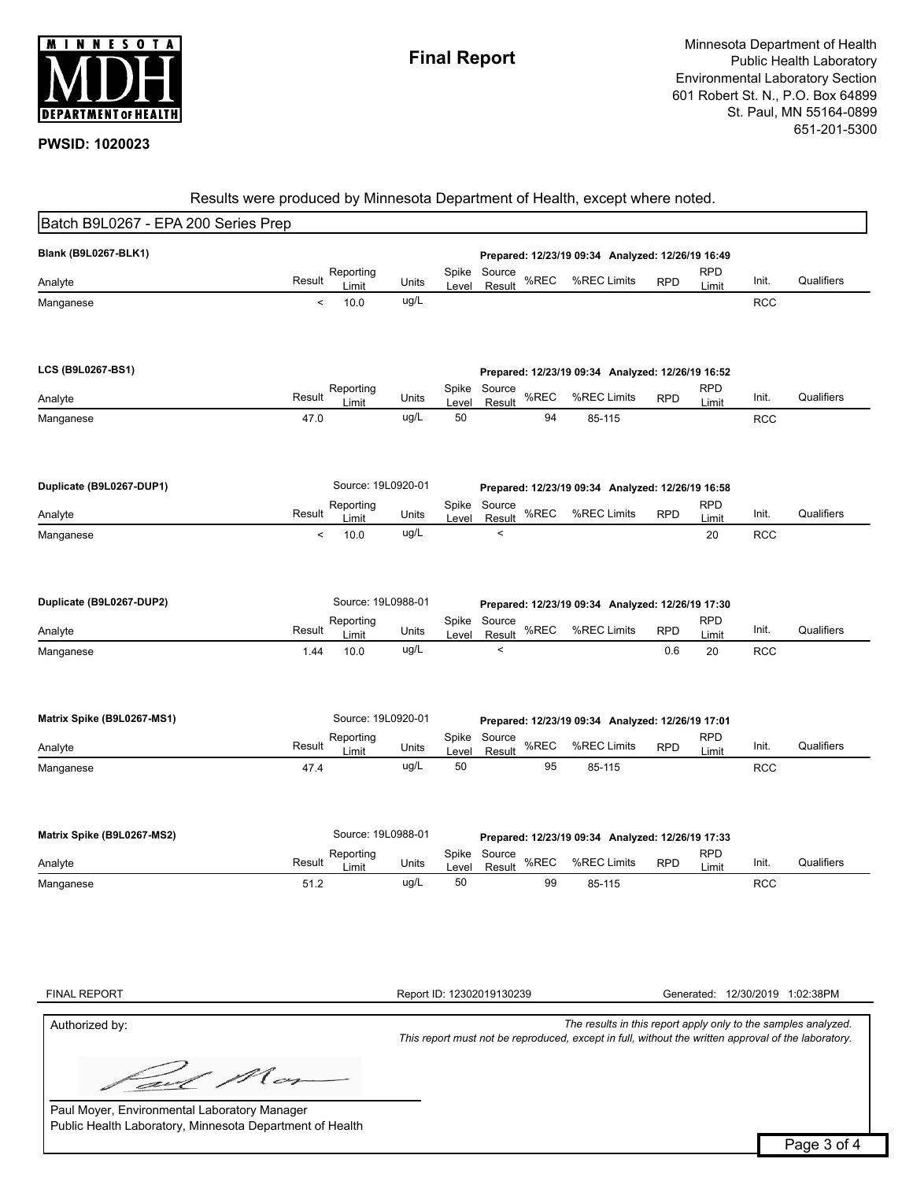**PWSID: 1020023**

# Final Report

Minnesota Department of Health
Public Health Laboratory
Environmental Laboratory Section
601 Robert St. N., P.O. Box 64899
St. Paul, MN 55164-0899
651-201-5300

Results were produced by Minnesota Department of Health, except where noted.

## Batch B9L0267 - EPA 200 Series Prep

**Blank (B9L0267-BLK1)** — Prepared: 12/23/19 09:34 Analyzed: 12/26/19 16:49

| Analyte | Result | Reporting Limit | Units | Spike Level | Source Result | %REC | %REC Limits | RPD | RPD Limit | Init. | Qualifiers |
|---|---|---|---|---|---|---|---|---|---|---|---|
| Manganese | < | 10.0 | ug/L | | | | | | | RCC | |

**LCS (B9L0267-BS1)** — Prepared: 12/23/19 09:34 Analyzed: 12/26/19 16:52

| Analyte | Result | Reporting Limit | Units | Spike Level | Source Result | %REC | %REC Limits | RPD | RPD Limit | Init. | Qualifiers |
|---|---|---|---|---|---|---|---|---|---|---|---|
| Manganese | 47.0 | | ug/L | 50 | | 94 | 85-115 | | | RCC | |

**Duplicate (B9L0267-DUP1)** — Source: 19L0920-01 — Prepared: 12/23/19 09:34 Analyzed: 12/26/19 16:58

| Analyte | Result | Reporting Limit | Units | Spike Level | Source Result | %REC | %REC Limits | RPD | RPD Limit | Init. | Qualifiers |
|---|---|---|---|---|---|---|---|---|---|---|---|
| Manganese | < | 10.0 | ug/L | | < | | | | 20 | RCC | |

**Duplicate (B9L0267-DUP2)** — Source: 19L0988-01 — Prepared: 12/23/19 09:34 Analyzed: 12/26/19 17:30

| Analyte | Result | Reporting Limit | Units | Spike Level | Source Result | %REC | %REC Limits | RPD | RPD Limit | Init. | Qualifiers |
|---|---|---|---|---|---|---|---|---|---|---|---|
| Manganese | 1.44 | 10.0 | ug/L | | < | | | 0.6 | 20 | RCC | |

**Matrix Spike (B9L0267-MS1)** — Source: 19L0920-01 — Prepared: 12/23/19 09:34 Analyzed: 12/26/19 17:01

| Analyte | Result | Reporting Limit | Units | Spike Level | Source Result | %REC | %REC Limits | RPD | RPD Limit | Init. | Qualifiers |
|---|---|---|---|---|---|---|---|---|---|---|---|
| Manganese | 47.4 | | ug/L | 50 | | 95 | 85-115 | | | RCC | |

**Matrix Spike (B9L0267-MS2)** — Source: 19L0988-01 — Prepared: 12/23/19 09:34 Analyzed: 12/26/19 17:33

| Analyte | Result | Reporting Limit | Units | Spike Level | Source Result | %REC | %REC Limits | RPD | RPD Limit | Init. | Qualifiers |
|---|---|---|---|---|---|---|---|---|---|---|---|
| Manganese | 51.2 | | ug/L | 50 | | 99 | 85-115 | | | RCC | |

FINAL REPORT — Report ID: 12302019130239 — Generated: 12/30/2019 1:02:38PM

Authorized by:

*The results in this report apply only to the samples analyzed.*
*This report must not be reproduced, except in full, without the written approval of the laboratory.*

Paul Moyer, Environmental Laboratory Manager
Public Health Laboratory, Minnesota Department of Health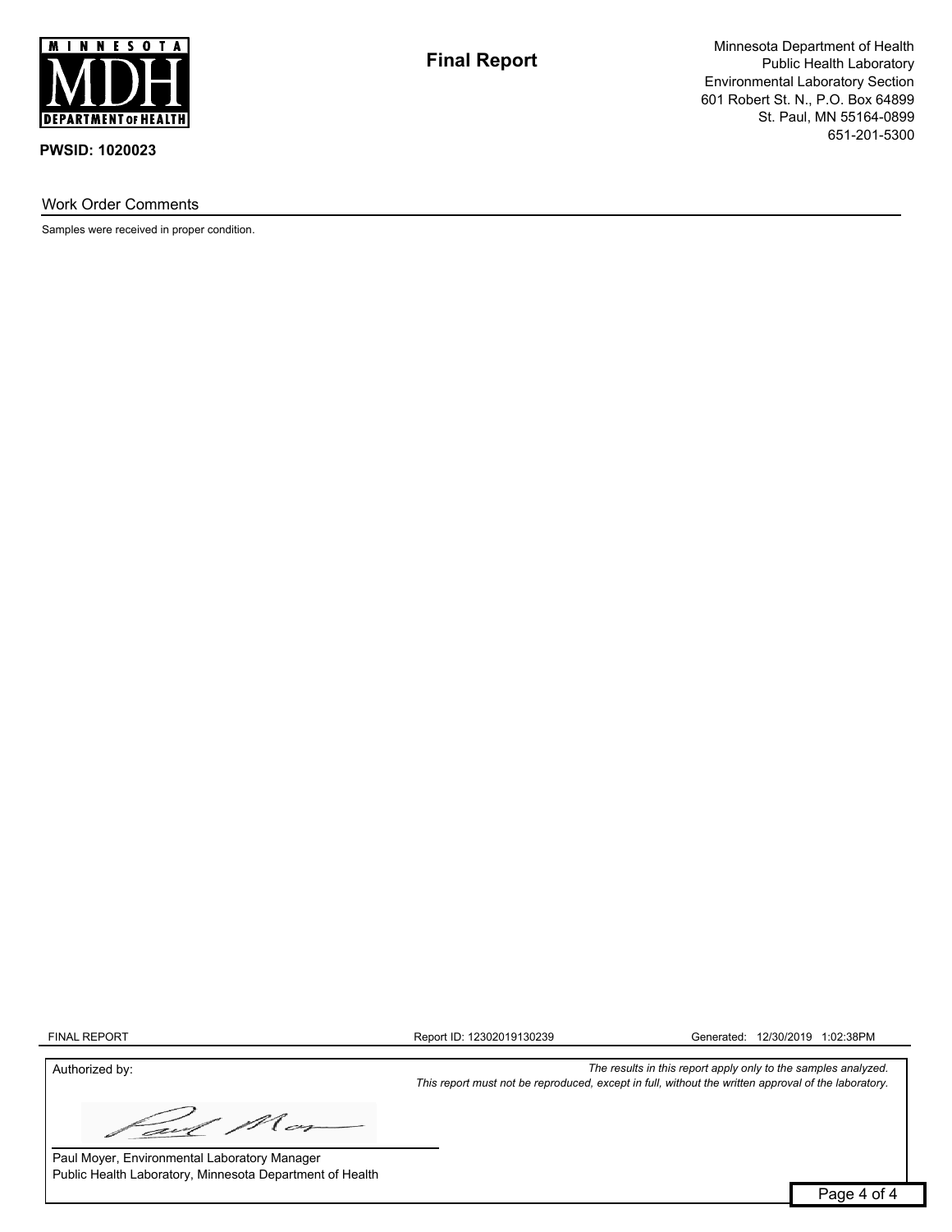**Final Report**

Minnesota Department of Health
Public Health Laboratory
Environmental Laboratory Section
601 Robert St. N., P.O. Box 64899
St. Paul, MN 55164-0899
651-201-5300

**PWSID: 1020023**

## Work Order Comments

Samples were received in proper condition.

FINAL REPORT    Report ID: 12302019130239    Generated: 12/30/2019 1:02:38PM

Authorized by:

*The results in this report apply only to the samples analyzed.*
*This report must not be reproduced, except in full, without the written approval of the laboratory.*

Paul Moyer, Environmental Laboratory Manager
Public Health Laboratory, Minnesota Department of Health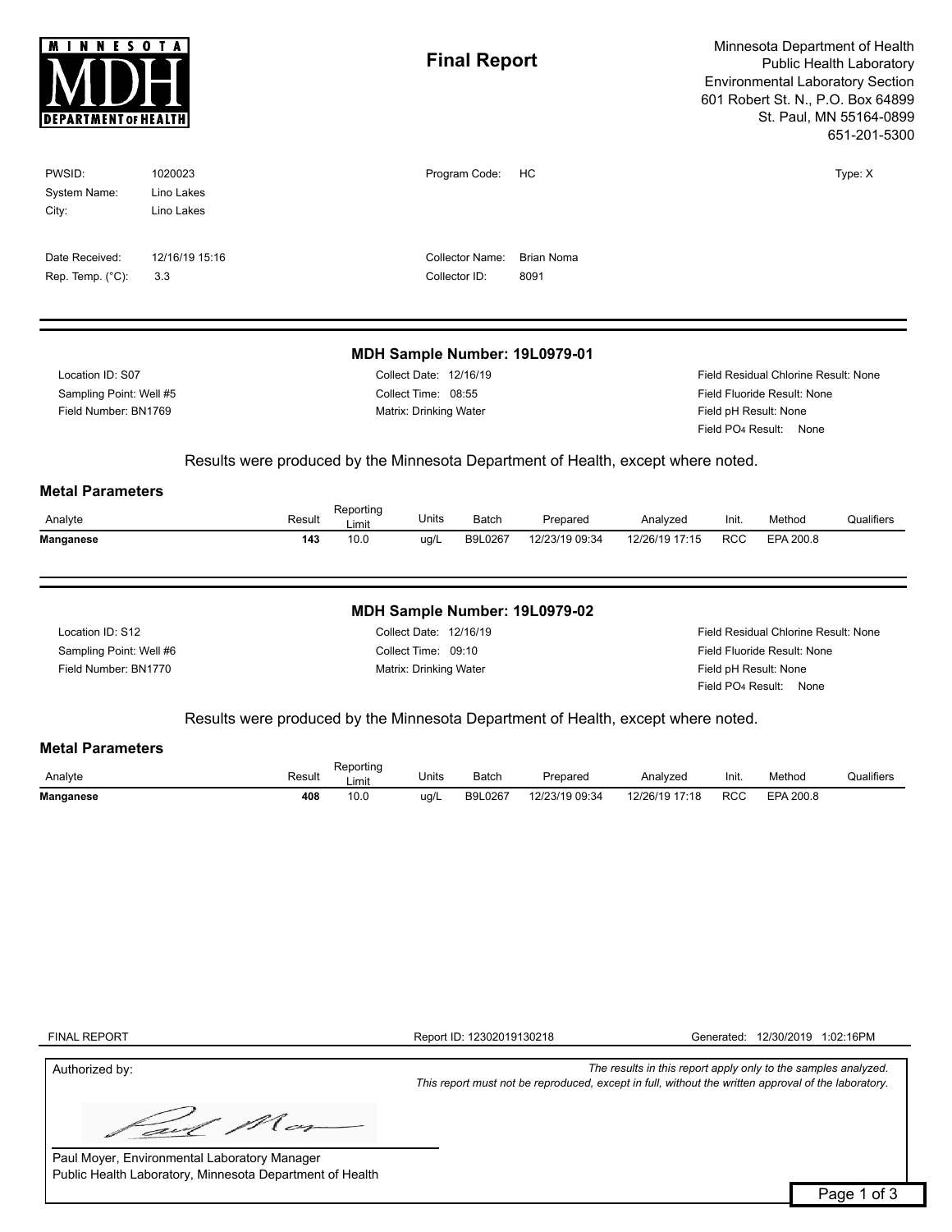**MINNESOTA MDH DEPARTMENT OF HEALTH**

# Final Report

Minnesota Department of Health
Public Health Laboratory
Environmental Laboratory Section
601 Robert St. N., P.O. Box 64899
St. Paul, MN 55164-0899
651-201-5300

| | | | | |
|---|---|---|---|---|
| PWSID: | 1020023 | Program Code: | HC | Type: X |
| System Name: | Lino Lakes | | | |
| City: | Lino Lakes | | | |
| Date Received: | 12/16/19 15:16 | Collector Name: | Brian Noma | |
| Rep. Temp. (°C): | 3.3 | Collector ID: | 8091 | |

## MDH Sample Number: 19L0979-01

| | | |
|---|---|---|
| Location ID: S07 | Collect Date: 12/16/19 | Field Residual Chlorine Result: None |
| Sampling Point: Well #5 | Collect Time: 08:55 | Field Fluoride Result: None |
| Field Number: BN1769 | Matrix: Drinking Water | Field pH Result: None |
| | | Field $PO_4$ Result: None |

Results were produced by the Minnesota Department of Health, except where noted.

### Metal Parameters

| Analyte | Result | Reporting Limit | Units | Batch | Prepared | Analyzed | Init. | Method | Qualifiers |
|---|---|---|---|---|---|---|---|---|---|
| **Manganese** | **143** | 10.0 | ug/L | B9L0267 | 12/23/19 09:34 | 12/26/19 17:15 | RCC | EPA 200.8 | |

## MDH Sample Number: 19L0979-02

| | | |
|---|---|---|
| Location ID: S12 | Collect Date: 12/16/19 | Field Residual Chlorine Result: None |
| Sampling Point: Well #6 | Collect Time: 09:10 | Field Fluoride Result: None |
| Field Number: BN1770 | Matrix: Drinking Water | Field pH Result: None |
| | | Field $PO_4$ Result: None |

Results were produced by the Minnesota Department of Health, except where noted.

### Metal Parameters

| Analyte | Result | Reporting Limit | Units | Batch | Prepared | Analyzed | Init. | Method | Qualifiers |
|---|---|---|---|---|---|---|---|---|---|
| **Manganese** | **408** | 10.0 | ug/L | B9L0267 | 12/23/19 09:34 | 12/26/19 17:18 | RCC | EPA 200.8 | |

FINAL REPORT | Report ID: 12302019130218 | Generated: 12/30/2019 1:02:16PM

Authorized by:

*The results in this report apply only to the samples analyzed.*
*This report must not be reproduced, except in full, without the written approval of the laboratory.*

Paul Moyer, Environmental Laboratory Manager
Public Health Laboratory, Minnesota Department of Health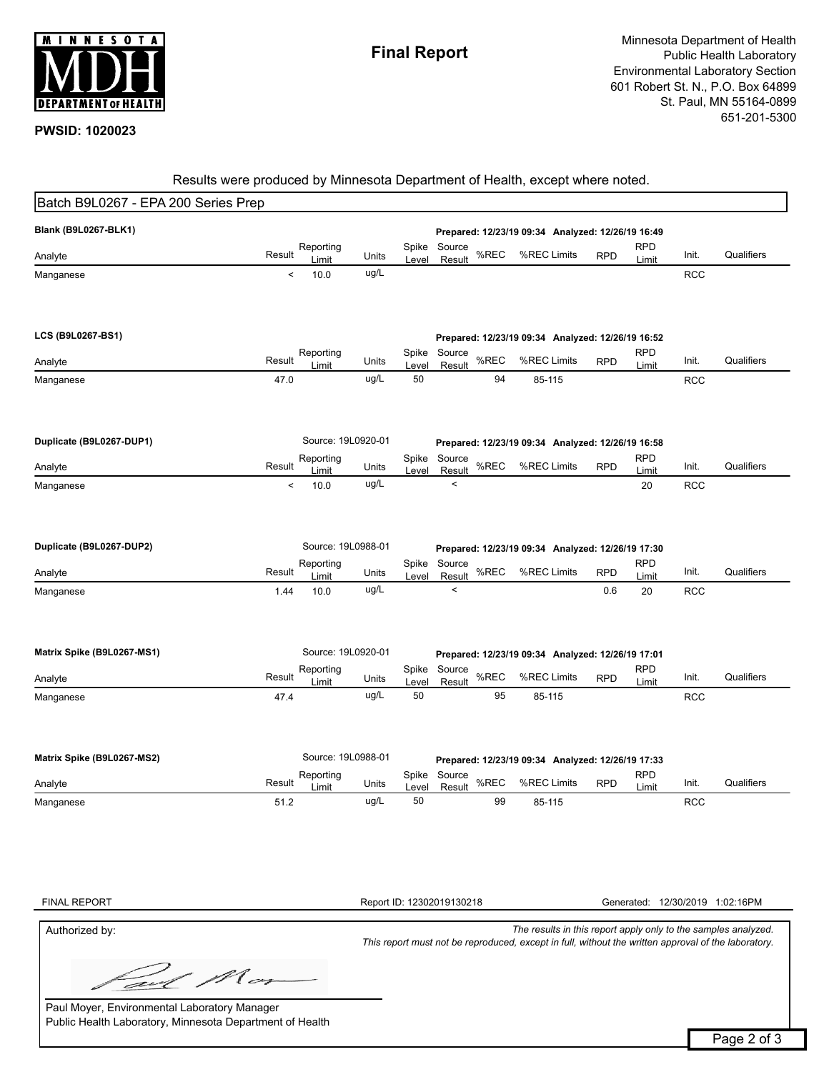# MINNESOTA MDH DEPARTMENT OF HEALTH

**Final Report**

Minnesota Department of Health
Public Health Laboratory
Environmental Laboratory Section
601 Robert St. N., P.O. Box 64899
St. Paul, MN 55164-0899
651-201-5300

**PWSID: 1020023**

Results were produced by Minnesota Department of Health, except where noted.

## Batch B9L0267 - EPA 200 Series Prep

**Blank (B9L0267-BLK1)**

Prepared: 12/23/19 09:34 Analyzed: 12/26/19 16:49

| Analyte | Result | Reporting Limit | Units | Spike Level | Source Result | %REC | %REC Limits | RPD | RPD Limit | Init. | Qualifiers |
|---|---|---|---|---|---|---|---|---|---|---|---|
| Manganese | < | 10.0 | ug/L | | | | | | | RCC | |

**LCS (B9L0267-BS1)**

Prepared: 12/23/19 09:34 Analyzed: 12/26/19 16:52

| Analyte | Result | Reporting Limit | Units | Spike Level | Source Result | %REC | %REC Limits | RPD | RPD Limit | Init. | Qualifiers |
|---|---|---|---|---|---|---|---|---|---|---|---|
| Manganese | 47.0 | | ug/L | 50 | | 94 | 85-115 | | | RCC | |

**Duplicate (B9L0267-DUP1)**

Source: 19L0920-01

Prepared: 12/23/19 09:34 Analyzed: 12/26/19 16:58

| Analyte | Result | Reporting Limit | Units | Spike Level | Source Result | %REC | %REC Limits | RPD | RPD Limit | Init. | Qualifiers |
|---|---|---|---|---|---|---|---|---|---|---|---|
| Manganese | < | 10.0 | ug/L | | < | | | | 20 | RCC | |

**Duplicate (B9L0267-DUP2)**

Source: 19L0988-01

Prepared: 12/23/19 09:34 Analyzed: 12/26/19 17:30

| Analyte | Result | Reporting Limit | Units | Spike Level | Source Result | %REC | %REC Limits | RPD | RPD Limit | Init. | Qualifiers |
|---|---|---|---|---|---|---|---|---|---|---|---|
| Manganese | 1.44 | 10.0 | ug/L | | < | | | 0.6 | 20 | RCC | |

**Matrix Spike (B9L0267-MS1)**

Source: 19L0920-01

Prepared: 12/23/19 09:34 Analyzed: 12/26/19 17:01

| Analyte | Result | Reporting Limit | Units | Spike Level | Source Result | %REC | %REC Limits | RPD | RPD Limit | Init. | Qualifiers |
|---|---|---|---|---|---|---|---|---|---|---|---|
| Manganese | 47.4 | | ug/L | 50 | | 95 | 85-115 | | | RCC | |

**Matrix Spike (B9L0267-MS2)**

Source: 19L0988-01

Prepared: 12/23/19 09:34 Analyzed: 12/26/19 17:33

| Analyte | Result | Reporting Limit | Units | Spike Level | Source Result | %REC | %REC Limits | RPD | RPD Limit | Init. | Qualifiers |
|---|---|---|---|---|---|---|---|---|---|---|---|
| Manganese | 51.2 | | ug/L | 50 | | 99 | 85-115 | | | RCC | |

FINAL REPORT    Report ID: 12302019130218    Generated: 12/30/2019 1:02:16PM

Authorized by:

*The results in this report apply only to the samples analyzed.*
*This report must not be reproduced, except in full, without the written approval of the laboratory.*

Paul Moyer, Environmental Laboratory Manager
Public Health Laboratory, Minnesota Department of Health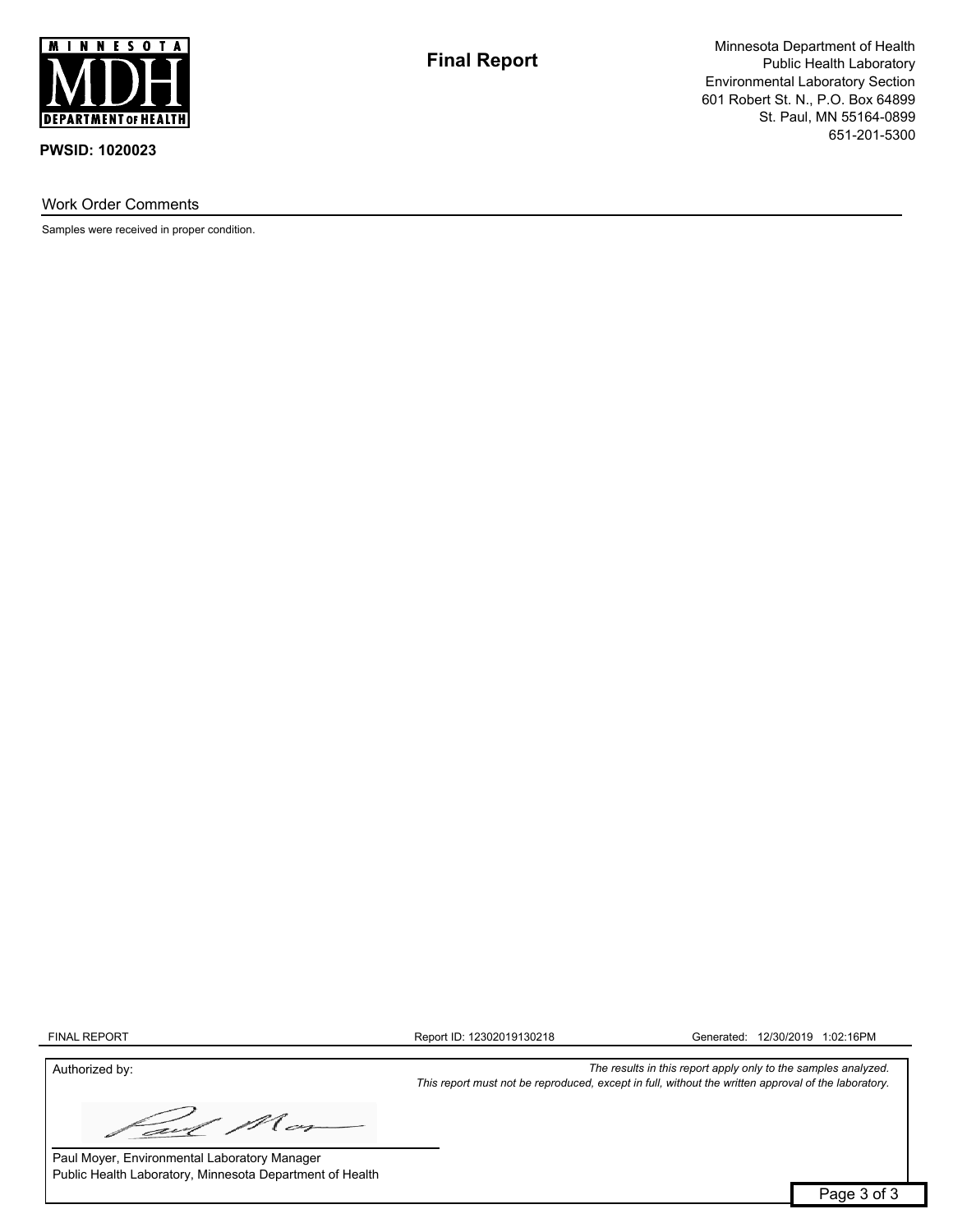# Final Report

Minnesota Department of Health
Public Health Laboratory
Environmental Laboratory Section
601 Robert St. N., P.O. Box 64899
St. Paul, MN 55164-0899
651-201-5300

**PWSID: 1020023**

## Work Order Comments

Samples were received in proper condition.

FINAL REPORT | Report ID: 12302019130218 | Generated: 12/30/2019 1:02:16PM

Authorized by:

*The results in this report apply only to the samples analyzed.*
*This report must not be reproduced, except in full, without the written approval of the laboratory.*

Paul Moyer, Environmental Laboratory Manager
Public Health Laboratory, Minnesota Department of Health